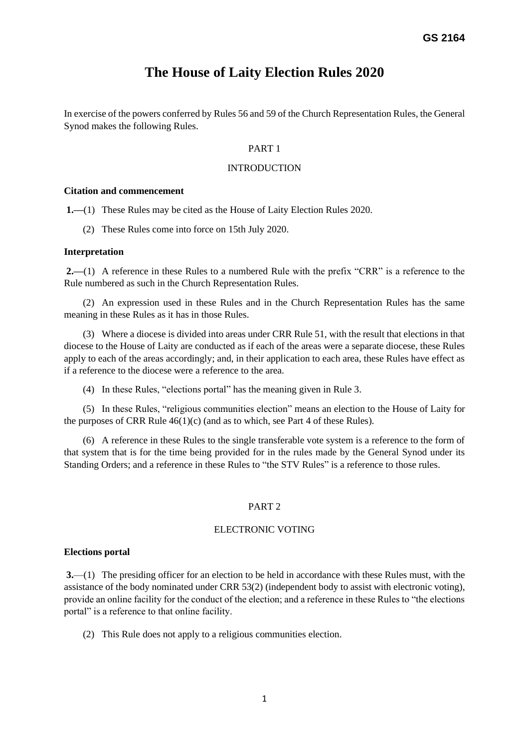GS 2164

# The House of Laity Election Rules 2020

In exercise of the powers conferred by Rules 56 and 59 of the Church Representation Rules, the General Synod makes the following Rules.

## PART 1

## INTRODUCTION

### Citation and commencement

**1.**—(1) These Rules may be cited as the House of Laity Election Rules 2020.

(2) These Rules come into force on 15th July 2020.

### Interpretation

**2.**—(1) A reference in these Rules to a numbered Rule with the prefix "CRR" is a reference to the Rule numbered as such in the Church Representation Rules.

(2) An expression used in these Rules and in the Church Representation Rules has the same meaning in these Rules as it has in those Rules.

(3) Where a diocese is divided into areas under CRR Rule 51, with the result that elections in that diocese to the House of Laity are conducted as if each of the areas were a separate diocese, these Rules apply to each of the areas accordingly; and, in their application to each area, these Rules have effect as if a reference to the diocese were a reference to the area.

(4) In these Rules, "elections portal" has the meaning given in Rule 3.

(5) In these Rules, "religious communities election" means an election to the House of Laity for the purposes of CRR Rule 46(1)(c) (and as to which, see Part 4 of these Rules).

(6) A reference in these Rules to the single transferable vote system is a reference to the form of that system that is for the time being provided for in the rules made by the General Synod under its Standing Orders; and a reference in these Rules to "the STV Rules" is a reference to those rules.

## PART 2

## ELECTRONIC VOTING

### Elections portal

**3.**—(1) The presiding officer for an election to be held in accordance with these Rules must, with the assistance of the body nominated under CRR 53(2) (independent body to assist with electronic voting), provide an online facility for the conduct of the election; and a reference in these Rules to "the elections portal" is a reference to that online facility.

(2) This Rule does not apply to a religious communities election.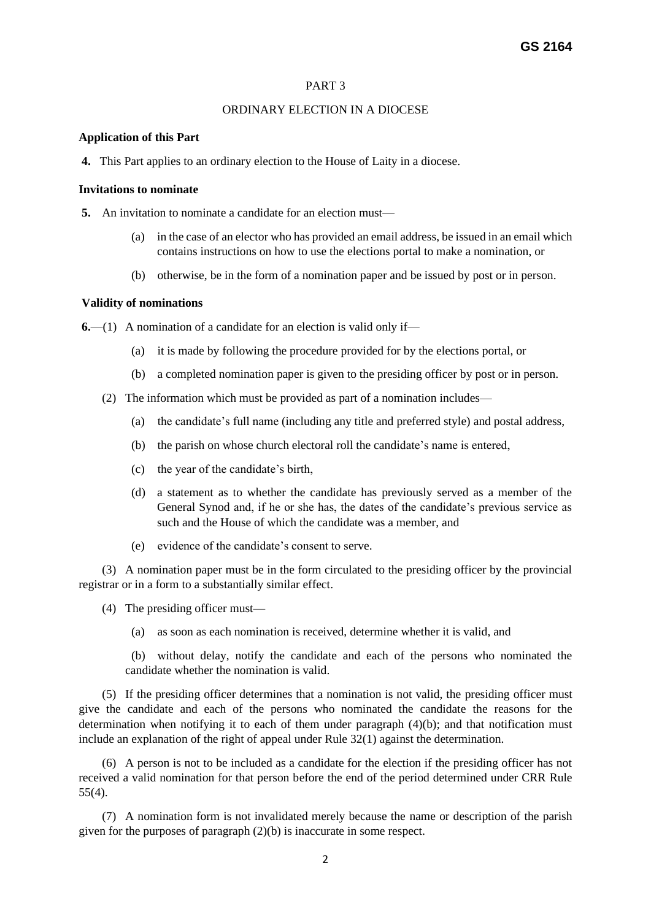# PART 3

## ORDINARY ELECTION IN A DIOCESE

### Application of this Part

**4.** This Part applies to an ordinary election to the House of Laity in a diocese.

### Invitations to nominate

**5.** An invitation to nominate a candidate for an election must—

(a) in the case of an elector who has provided an email address, be issued in an email which contains instructions on how to use the elections portal to make a nomination, or

(b) otherwise, be in the form of a nomination paper and be issued by post or in person.

### Validity of nominations

**6.**—(1) A nomination of a candidate for an election is valid only if—

(a) it is made by following the procedure provided for by the elections portal, or

(b) a completed nomination paper is given to the presiding officer by post or in person.

(2) The information which must be provided as part of a nomination includes—

(a) the candidate's full name (including any title and preferred style) and postal address,

(b) the parish on whose church electoral roll the candidate's name is entered,

(c) the year of the candidate's birth,

(d) a statement as to whether the candidate has previously served as a member of the General Synod and, if he or she has, the dates of the candidate's previous service as such and the House of which the candidate was a member, and

(e) evidence of the candidate's consent to serve.

(3) A nomination paper must be in the form circulated to the presiding officer by the provincial registrar or in a form to a substantially similar effect.

(4) The presiding officer must—

(a) as soon as each nomination is received, determine whether it is valid, and

(b) without delay, notify the candidate and each of the persons who nominated the candidate whether the nomination is valid.

(5) If the presiding officer determines that a nomination is not valid, the presiding officer must give the candidate and each of the persons who nominated the candidate the reasons for the determination when notifying it to each of them under paragraph (4)(b); and that notification must include an explanation of the right of appeal under Rule 32(1) against the determination.

(6) A person is not to be included as a candidate for the election if the presiding officer has not received a valid nomination for that person before the end of the period determined under CRR Rule 55(4).

(7) A nomination form is not invalidated merely because the name or description of the parish given for the purposes of paragraph (2)(b) is inaccurate in some respect.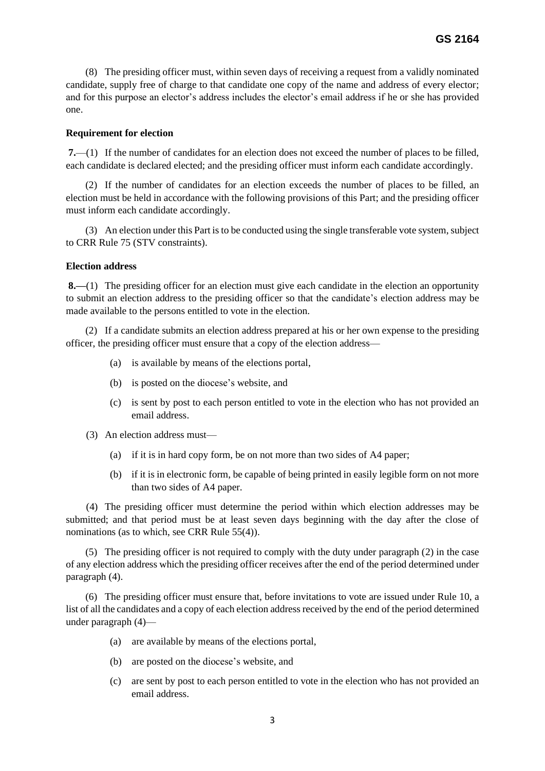(8) The presiding officer must, within seven days of receiving a request from a validly nominated candidate, supply free of charge to that candidate one copy of the name and address of every elector; and for this purpose an elector's address includes the elector's email address if he or she has provided one.

**Requirement for election**

**7.**—(1) If the number of candidates for an election does not exceed the number of places to be filled, each candidate is declared elected; and the presiding officer must inform each candidate accordingly.

(2) If the number of candidates for an election exceeds the number of places to be filled, an election must be held in accordance with the following provisions of this Part; and the presiding officer must inform each candidate accordingly.

(3) An election under this Part is to be conducted using the single transferable vote system, subject to CRR Rule 75 (STV constraints).

**Election address**

**8.—**(1) The presiding officer for an election must give each candidate in the election an opportunity to submit an election address to the presiding officer so that the candidate's election address may be made available to the persons entitled to vote in the election.

(2) If a candidate submits an election address prepared at his or her own expense to the presiding officer, the presiding officer must ensure that a copy of the election address—

- (a) is available by means of the elections portal,
- (b) is posted on the diocese's website, and
- (c) is sent by post to each person entitled to vote in the election who has not provided an email address.

(3) An election address must—

- (a) if it is in hard copy form, be on not more than two sides of A4 paper;
- (b) if it is in electronic form, be capable of being printed in easily legible form on not more than two sides of A4 paper.

(4) The presiding officer must determine the period within which election addresses may be submitted; and that period must be at least seven days beginning with the day after the close of nominations (as to which, see CRR Rule 55(4)).

(5) The presiding officer is not required to comply with the duty under paragraph (2) in the case of any election address which the presiding officer receives after the end of the period determined under paragraph (4).

(6) The presiding officer must ensure that, before invitations to vote are issued under Rule 10, a list of all the candidates and a copy of each election address received by the end of the period determined under paragraph (4)—

- (a) are available by means of the elections portal,
- (b) are posted on the diocese's website, and
- (c) are sent by post to each person entitled to vote in the election who has not provided an email address.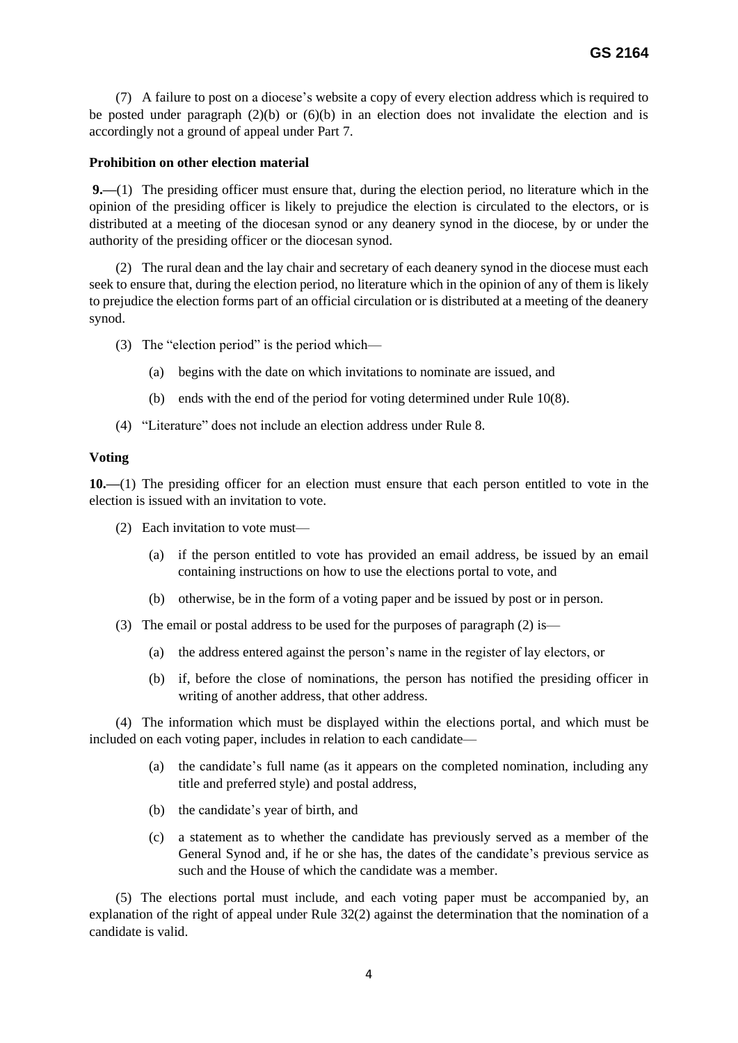(7) A failure to post on a diocese's website a copy of every election address which is required to be posted under paragraph (2)(b) or (6)(b) in an election does not invalidate the election and is accordingly not a ground of appeal under Part 7.

**Prohibition on other election material**

**9.—**(1) The presiding officer must ensure that, during the election period, no literature which in the opinion of the presiding officer is likely to prejudice the election is circulated to the electors, or is distributed at a meeting of the diocesan synod or any deanery synod in the diocese, by or under the authority of the presiding officer or the diocesan synod.

(2) The rural dean and the lay chair and secretary of each deanery synod in the diocese must each seek to ensure that, during the election period, no literature which in the opinion of any of them is likely to prejudice the election forms part of an official circulation or is distributed at a meeting of the deanery synod.

(3) The "election period" is the period which—

(a) begins with the date on which invitations to nominate are issued, and

(b) ends with the end of the period for voting determined under Rule 10(8).

(4) "Literature" does not include an election address under Rule 8.

**Voting**

**10.—**(1) The presiding officer for an election must ensure that each person entitled to vote in the election is issued with an invitation to vote.

(2) Each invitation to vote must—

(a) if the person entitled to vote has provided an email address, be issued by an email containing instructions on how to use the elections portal to vote, and

(b) otherwise, be in the form of a voting paper and be issued by post or in person.

(3) The email or postal address to be used for the purposes of paragraph (2) is—

(a) the address entered against the person's name in the register of lay electors, or

(b) if, before the close of nominations, the person has notified the presiding officer in writing of another address, that other address.

(4) The information which must be displayed within the elections portal, and which must be included on each voting paper, includes in relation to each candidate—

(a) the candidate's full name (as it appears on the completed nomination, including any title and preferred style) and postal address,

(b) the candidate's year of birth, and

(c) a statement as to whether the candidate has previously served as a member of the General Synod and, if he or she has, the dates of the candidate's previous service as such and the House of which the candidate was a member.

(5) The elections portal must include, and each voting paper must be accompanied by, an explanation of the right of appeal under Rule 32(2) against the determination that the nomination of a candidate is valid.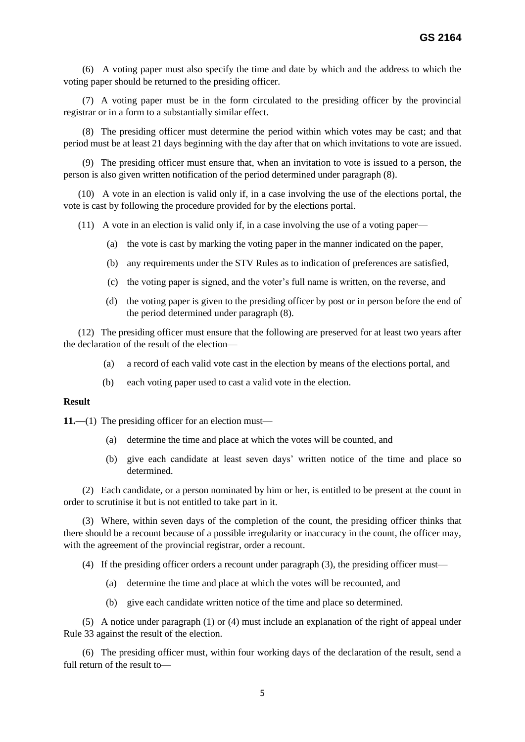(6) A voting paper must also specify the time and date by which and the address to which the voting paper should be returned to the presiding officer.

(7) A voting paper must be in the form circulated to the presiding officer by the provincial registrar or in a form to a substantially similar effect.

(8) The presiding officer must determine the period within which votes may be cast; and that period must be at least 21 days beginning with the day after that on which invitations to vote are issued.

(9) The presiding officer must ensure that, when an invitation to vote is issued to a person, the person is also given written notification of the period determined under paragraph (8).

(10) A vote in an election is valid only if, in a case involving the use of the elections portal, the vote is cast by following the procedure provided for by the elections portal.

(11) A vote in an election is valid only if, in a case involving the use of a voting paper—

(a) the vote is cast by marking the voting paper in the manner indicated on the paper,

(b) any requirements under the STV Rules as to indication of preferences are satisfied,

(c) the voting paper is signed, and the voter's full name is written, on the reverse, and

(d) the voting paper is given to the presiding officer by post or in person before the end of the period determined under paragraph (8).

(12) The presiding officer must ensure that the following are preserved for at least two years after the declaration of the result of the election—

(a) a record of each valid vote cast in the election by means of the elections portal, and

(b) each voting paper used to cast a valid vote in the election.

**Result**

**11.—**(1) The presiding officer for an election must—

(a) determine the time and place at which the votes will be counted, and

(b) give each candidate at least seven days' written notice of the time and place so determined.

(2) Each candidate, or a person nominated by him or her, is entitled to be present at the count in order to scrutinise it but is not entitled to take part in it.

(3) Where, within seven days of the completion of the count, the presiding officer thinks that there should be a recount because of a possible irregularity or inaccuracy in the count, the officer may, with the agreement of the provincial registrar, order a recount.

(4) If the presiding officer orders a recount under paragraph (3), the presiding officer must—

(a) determine the time and place at which the votes will be recounted, and

(b) give each candidate written notice of the time and place so determined.

(5) A notice under paragraph (1) or (4) must include an explanation of the right of appeal under Rule 33 against the result of the election.

(6) The presiding officer must, within four working days of the declaration of the result, send a full return of the result to—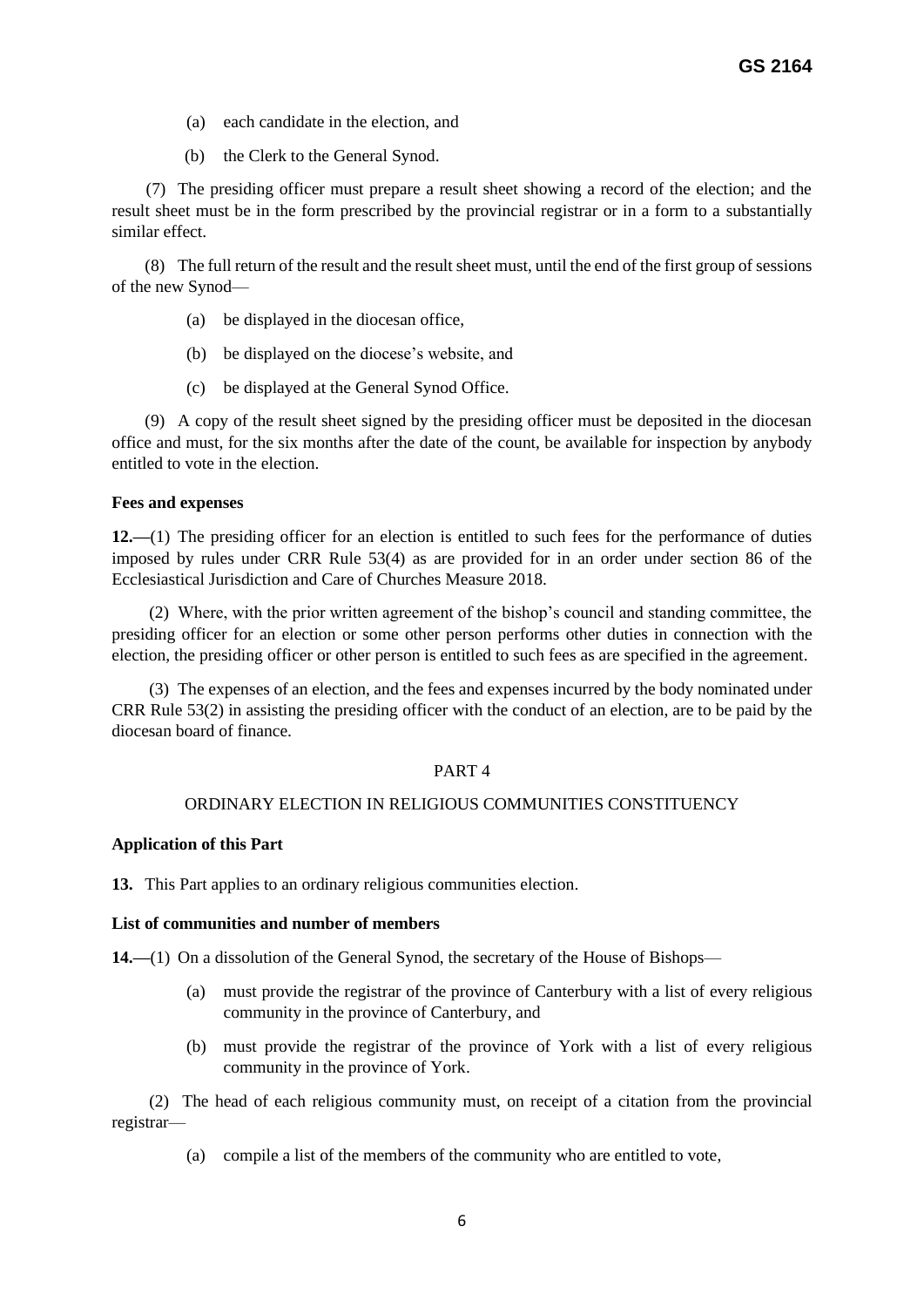(a) each candidate in the election, and

(b) the Clerk to the General Synod.

(7) The presiding officer must prepare a result sheet showing a record of the election; and the result sheet must be in the form prescribed by the provincial registrar or in a form to a substantially similar effect.

(8) The full return of the result and the result sheet must, until the end of the first group of sessions of the new Synod—

(a) be displayed in the diocesan office,

(b) be displayed on the diocese's website, and

(c) be displayed at the General Synod Office.

(9) A copy of the result sheet signed by the presiding officer must be deposited in the diocesan office and must, for the six months after the date of the count, be available for inspection by anybody entitled to vote in the election.

**Fees and expenses**

**12.—**(1) The presiding officer for an election is entitled to such fees for the performance of duties imposed by rules under CRR Rule 53(4) as are provided for in an order under section 86 of the Ecclesiastical Jurisdiction and Care of Churches Measure 2018.

(2) Where, with the prior written agreement of the bishop's council and standing committee, the presiding officer for an election or some other person performs other duties in connection with the election, the presiding officer or other person is entitled to such fees as are specified in the agreement.

(3) The expenses of an election, and the fees and expenses incurred by the body nominated under CRR Rule 53(2) in assisting the presiding officer with the conduct of an election, are to be paid by the diocesan board of finance.

PART 4

ORDINARY ELECTION IN RELIGIOUS COMMUNITIES CONSTITUENCY

**Application of this Part**

**13.** This Part applies to an ordinary religious communities election.

**List of communities and number of members**

**14.—**(1) On a dissolution of the General Synod, the secretary of the House of Bishops—

(a) must provide the registrar of the province of Canterbury with a list of every religious community in the province of Canterbury, and

(b) must provide the registrar of the province of York with a list of every religious community in the province of York.

(2) The head of each religious community must, on receipt of a citation from the provincial registrar—

(a) compile a list of the members of the community who are entitled to vote,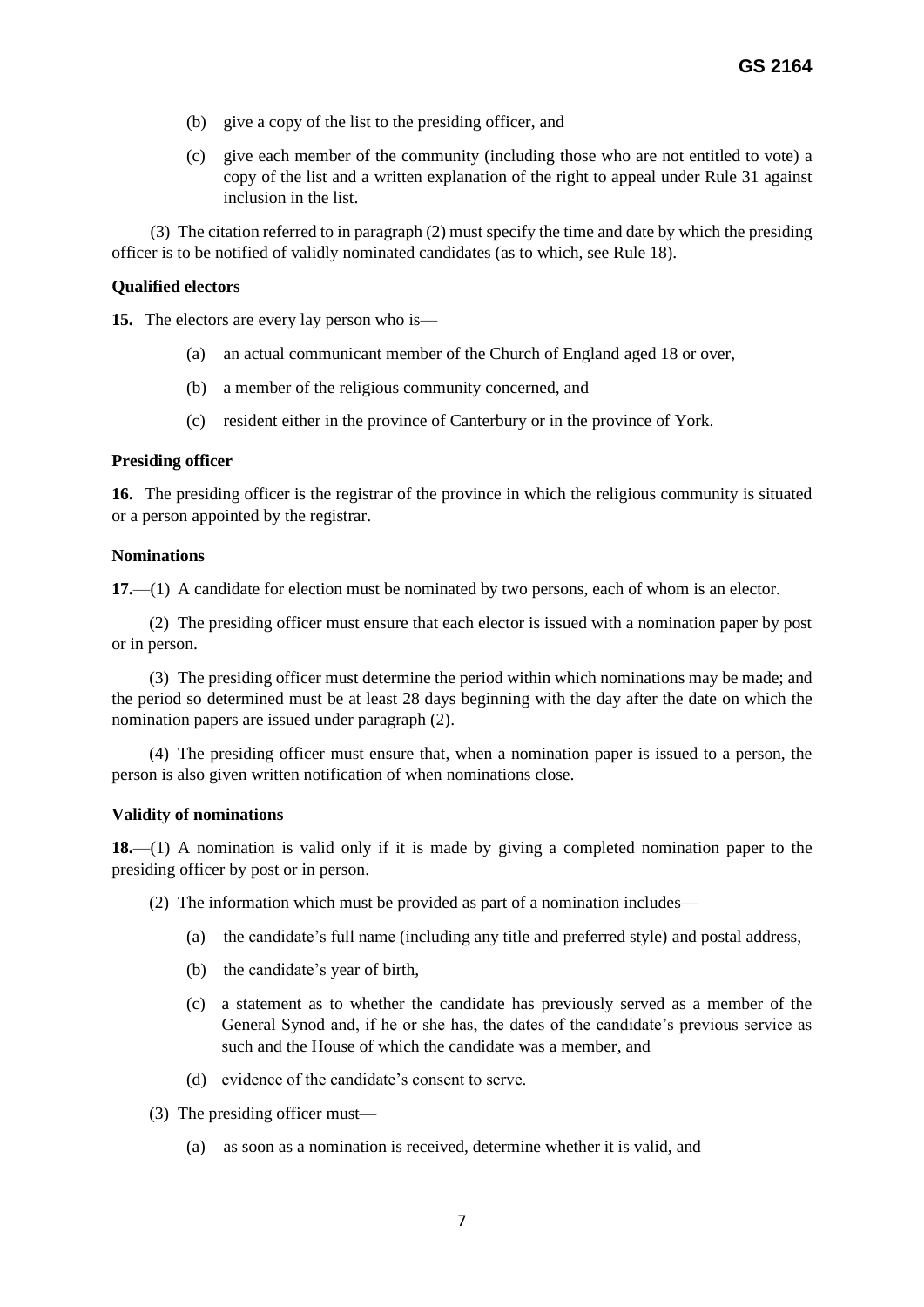(b) give a copy of the list to the presiding officer, and

(c) give each member of the community (including those who are not entitled to vote) a copy of the list and a written explanation of the right to appeal under Rule 31 against inclusion in the list.

(3) The citation referred to in paragraph (2) must specify the time and date by which the presiding officer is to be notified of validly nominated candidates (as to which, see Rule 18).

**Qualified electors**

**15.** The electors are every lay person who is—

(a) an actual communicant member of the Church of England aged 18 or over,

(b) a member of the religious community concerned, and

(c) resident either in the province of Canterbury or in the province of York.

**Presiding officer**

**16.** The presiding officer is the registrar of the province in which the religious community is situated or a person appointed by the registrar.

**Nominations**

**17.**—(1) A candidate for election must be nominated by two persons, each of whom is an elector.

(2) The presiding officer must ensure that each elector is issued with a nomination paper by post or in person.

(3) The presiding officer must determine the period within which nominations may be made; and the period so determined must be at least 28 days beginning with the day after the date on which the nomination papers are issued under paragraph (2).

(4) The presiding officer must ensure that, when a nomination paper is issued to a person, the person is also given written notification of when nominations close.

**Validity of nominations**

**18.**—(1) A nomination is valid only if it is made by giving a completed nomination paper to the presiding officer by post or in person.

(2) The information which must be provided as part of a nomination includes—

(a) the candidate's full name (including any title and preferred style) and postal address,

(b) the candidate's year of birth,

(c) a statement as to whether the candidate has previously served as a member of the General Synod and, if he or she has, the dates of the candidate's previous service as such and the House of which the candidate was a member, and

(d) evidence of the candidate's consent to serve.

(3) The presiding officer must—

(a) as soon as a nomination is received, determine whether it is valid, and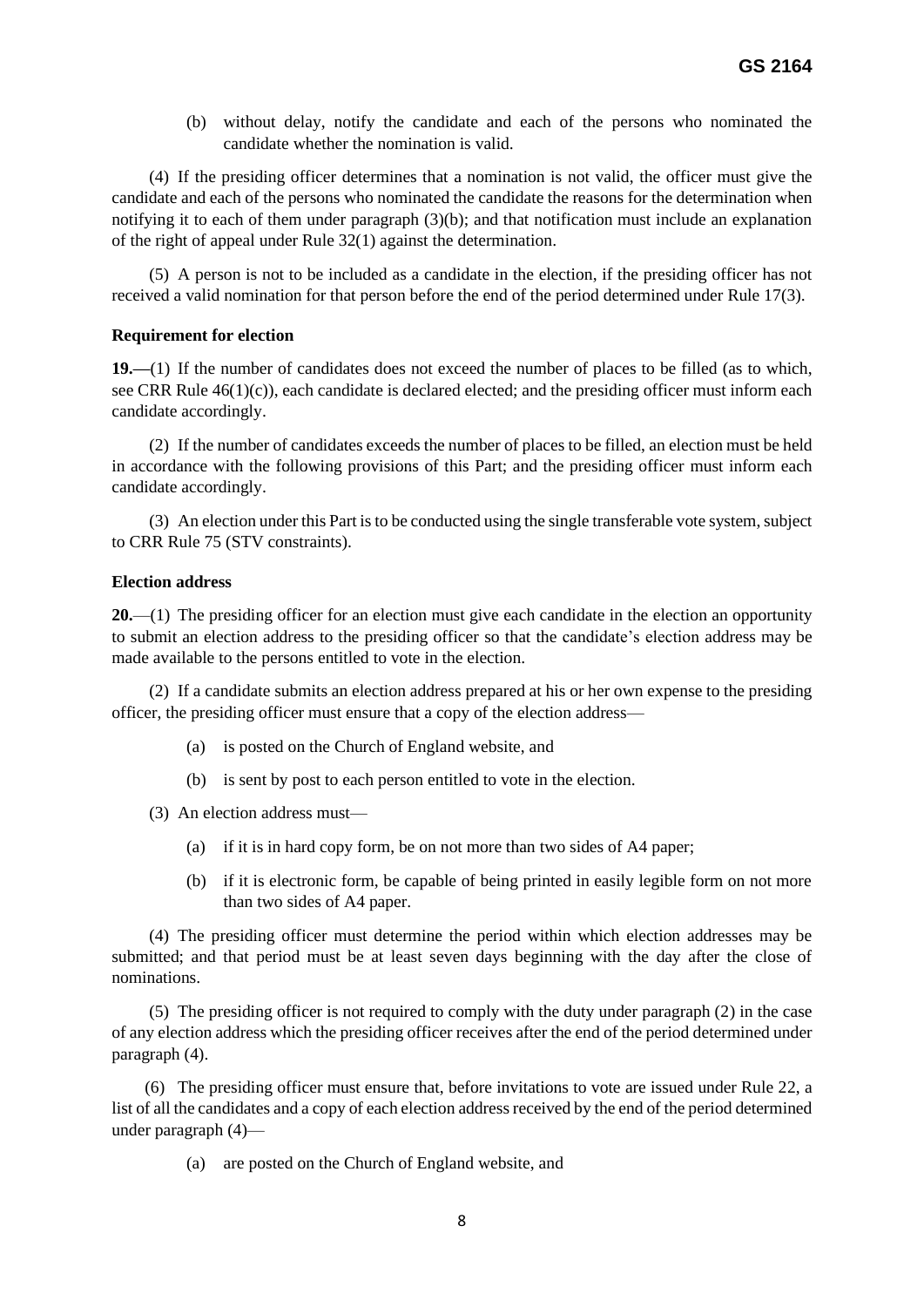(b) without delay, notify the candidate and each of the persons who nominated the candidate whether the nomination is valid.

(4) If the presiding officer determines that a nomination is not valid, the officer must give the candidate and each of the persons who nominated the candidate the reasons for the determination when notifying it to each of them under paragraph (3)(b); and that notification must include an explanation of the right of appeal under Rule 32(1) against the determination.

(5) A person is not to be included as a candidate in the election, if the presiding officer has not received a valid nomination for that person before the end of the period determined under Rule 17(3).

**Requirement for election**

**19.**—(1) If the number of candidates does not exceed the number of places to be filled (as to which, see CRR Rule 46(1)(c)), each candidate is declared elected; and the presiding officer must inform each candidate accordingly.

(2) If the number of candidates exceeds the number of places to be filled, an election must be held in accordance with the following provisions of this Part; and the presiding officer must inform each candidate accordingly.

(3) An election under this Part is to be conducted using the single transferable vote system, subject to CRR Rule 75 (STV constraints).

**Election address**

**20.**—(1) The presiding officer for an election must give each candidate in the election an opportunity to submit an election address to the presiding officer so that the candidate's election address may be made available to the persons entitled to vote in the election.

(2) If a candidate submits an election address prepared at his or her own expense to the presiding officer, the presiding officer must ensure that a copy of the election address—

(a) is posted on the Church of England website, and

(b) is sent by post to each person entitled to vote in the election.

(3) An election address must—

(a) if it is in hard copy form, be on not more than two sides of A4 paper;

(b) if it is electronic form, be capable of being printed in easily legible form on not more than two sides of A4 paper.

(4) The presiding officer must determine the period within which election addresses may be submitted; and that period must be at least seven days beginning with the day after the close of nominations.

(5) The presiding officer is not required to comply with the duty under paragraph (2) in the case of any election address which the presiding officer receives after the end of the period determined under paragraph (4).

(6) The presiding officer must ensure that, before invitations to vote are issued under Rule 22, a list of all the candidates and a copy of each election address received by the end of the period determined under paragraph (4)—

(a) are posted on the Church of England website, and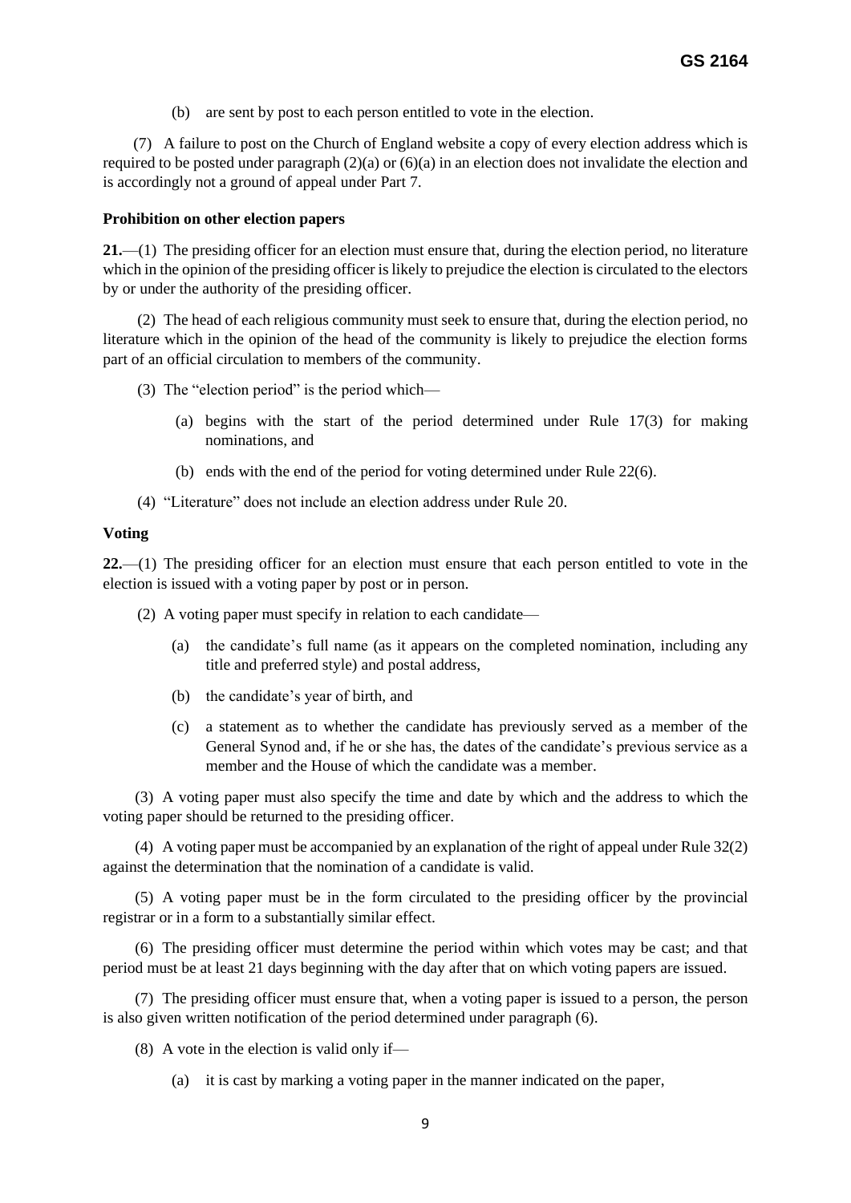(b) are sent by post to each person entitled to vote in the election.

(7) A failure to post on the Church of England website a copy of every election address which is required to be posted under paragraph (2)(a) or (6)(a) in an election does not invalidate the election and is accordingly not a ground of appeal under Part 7.

**Prohibition on other election papers**

**21.**—(1) The presiding officer for an election must ensure that, during the election period, no literature which in the opinion of the presiding officer is likely to prejudice the election is circulated to the electors by or under the authority of the presiding officer.

(2) The head of each religious community must seek to ensure that, during the election period, no literature which in the opinion of the head of the community is likely to prejudice the election forms part of an official circulation to members of the community.

(3) The "election period" is the period which—

(a) begins with the start of the period determined under Rule 17(3) for making nominations, and

(b) ends with the end of the period for voting determined under Rule 22(6).

(4) "Literature" does not include an election address under Rule 20.

**Voting**

**22.**—(1) The presiding officer for an election must ensure that each person entitled to vote in the election is issued with a voting paper by post or in person.

(2) A voting paper must specify in relation to each candidate—

(a) the candidate's full name (as it appears on the completed nomination, including any title and preferred style) and postal address,

(b) the candidate's year of birth, and

(c) a statement as to whether the candidate has previously served as a member of the General Synod and, if he or she has, the dates of the candidate's previous service as a member and the House of which the candidate was a member.

(3) A voting paper must also specify the time and date by which and the address to which the voting paper should be returned to the presiding officer.

(4) A voting paper must be accompanied by an explanation of the right of appeal under Rule 32(2) against the determination that the nomination of a candidate is valid.

(5) A voting paper must be in the form circulated to the presiding officer by the provincial registrar or in a form to a substantially similar effect.

(6) The presiding officer must determine the period within which votes may be cast; and that period must be at least 21 days beginning with the day after that on which voting papers are issued.

(7) The presiding officer must ensure that, when a voting paper is issued to a person, the person is also given written notification of the period determined under paragraph (6).

(8) A vote in the election is valid only if—

(a) it is cast by marking a voting paper in the manner indicated on the paper,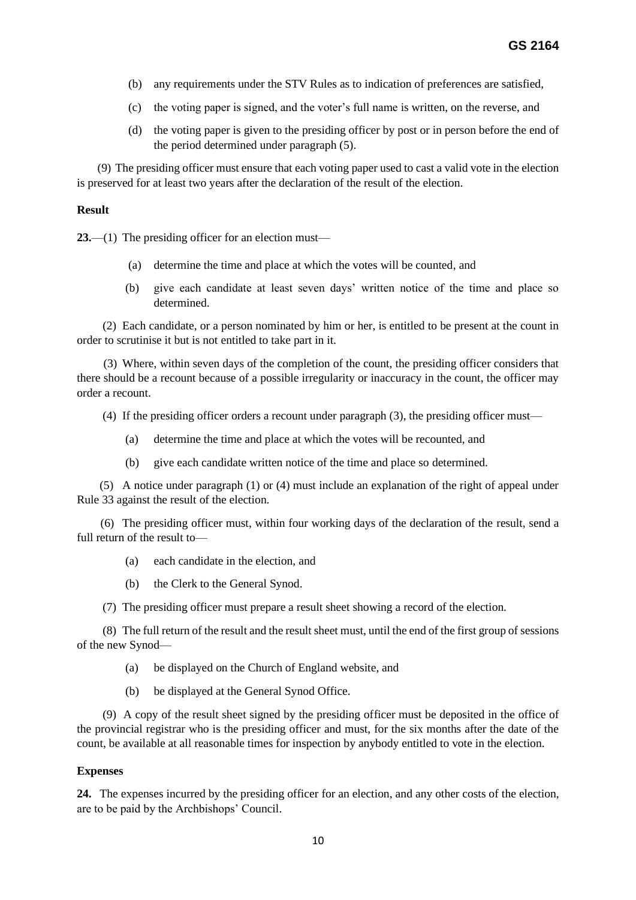(b) any requirements under the STV Rules as to indication of preferences are satisfied,

(c) the voting paper is signed, and the voter's full name is written, on the reverse, and

(d) the voting paper is given to the presiding officer by post or in person before the end of the period determined under paragraph (5).

(9) The presiding officer must ensure that each voting paper used to cast a valid vote in the election is preserved for at least two years after the declaration of the result of the election.

**Result**

**23.**—(1) The presiding officer for an election must—

(a) determine the time and place at which the votes will be counted, and

(b) give each candidate at least seven days' written notice of the time and place so determined.

(2) Each candidate, or a person nominated by him or her, is entitled to be present at the count in order to scrutinise it but is not entitled to take part in it.

(3) Where, within seven days of the completion of the count, the presiding officer considers that there should be a recount because of a possible irregularity or inaccuracy in the count, the officer may order a recount.

(4) If the presiding officer orders a recount under paragraph (3), the presiding officer must—

(a) determine the time and place at which the votes will be recounted, and

(b) give each candidate written notice of the time and place so determined.

(5) A notice under paragraph (1) or (4) must include an explanation of the right of appeal under Rule 33 against the result of the election.

(6) The presiding officer must, within four working days of the declaration of the result, send a full return of the result to—

(a) each candidate in the election, and

(b) the Clerk to the General Synod.

(7) The presiding officer must prepare a result sheet showing a record of the election.

(8) The full return of the result and the result sheet must, until the end of the first group of sessions of the new Synod—

(a) be displayed on the Church of England website, and

(b) be displayed at the General Synod Office.

(9) A copy of the result sheet signed by the presiding officer must be deposited in the office of the provincial registrar who is the presiding officer and must, for the six months after the date of the count, be available at all reasonable times for inspection by anybody entitled to vote in the election.

**Expenses**

**24.** The expenses incurred by the presiding officer for an election, and any other costs of the election, are to be paid by the Archbishops' Council.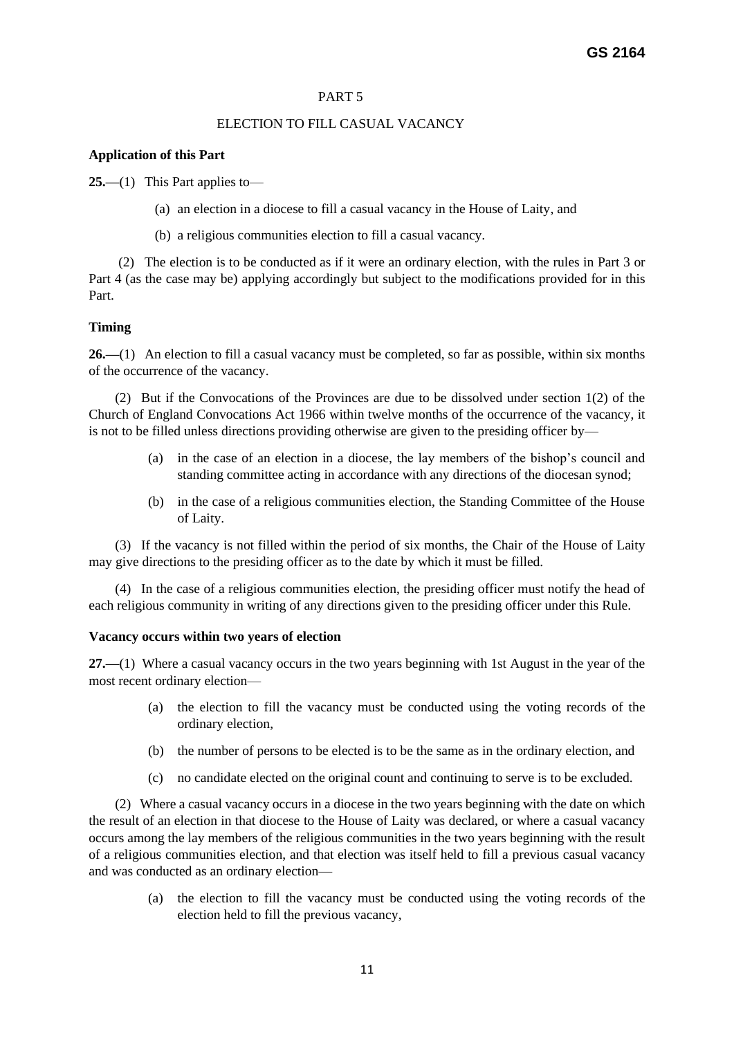PART 5

ELECTION TO FILL CASUAL VACANCY

**Application of this Part**

**25.—**(1) This Part applies to—

(a) an election in a diocese to fill a casual vacancy in the House of Laity, and

(b) a religious communities election to fill a casual vacancy.

(2) The election is to be conducted as if it were an ordinary election, with the rules in Part 3 or Part 4 (as the case may be) applying accordingly but subject to the modifications provided for in this Part.

**Timing**

**26.—**(1) An election to fill a casual vacancy must be completed, so far as possible, within six months of the occurrence of the vacancy.

(2) But if the Convocations of the Provinces are due to be dissolved under section 1(2) of the Church of England Convocations Act 1966 within twelve months of the occurrence of the vacancy, it is not to be filled unless directions providing otherwise are given to the presiding officer by—

(a) in the case of an election in a diocese, the lay members of the bishop's council and standing committee acting in accordance with any directions of the diocesan synod;

(b) in the case of a religious communities election, the Standing Committee of the House of Laity.

(3) If the vacancy is not filled within the period of six months, the Chair of the House of Laity may give directions to the presiding officer as to the date by which it must be filled.

(4) In the case of a religious communities election, the presiding officer must notify the head of each religious community in writing of any directions given to the presiding officer under this Rule.

**Vacancy occurs within two years of election**

**27.—**(1) Where a casual vacancy occurs in the two years beginning with 1st August in the year of the most recent ordinary election—

(a) the election to fill the vacancy must be conducted using the voting records of the ordinary election,

(b) the number of persons to be elected is to be the same as in the ordinary election, and

(c) no candidate elected on the original count and continuing to serve is to be excluded.

(2) Where a casual vacancy occurs in a diocese in the two years beginning with the date on which the result of an election in that diocese to the House of Laity was declared, or where a casual vacancy occurs among the lay members of the religious communities in the two years beginning with the result of a religious communities election, and that election was itself held to fill a previous casual vacancy and was conducted as an ordinary election—

(a) the election to fill the vacancy must be conducted using the voting records of the election held to fill the previous vacancy,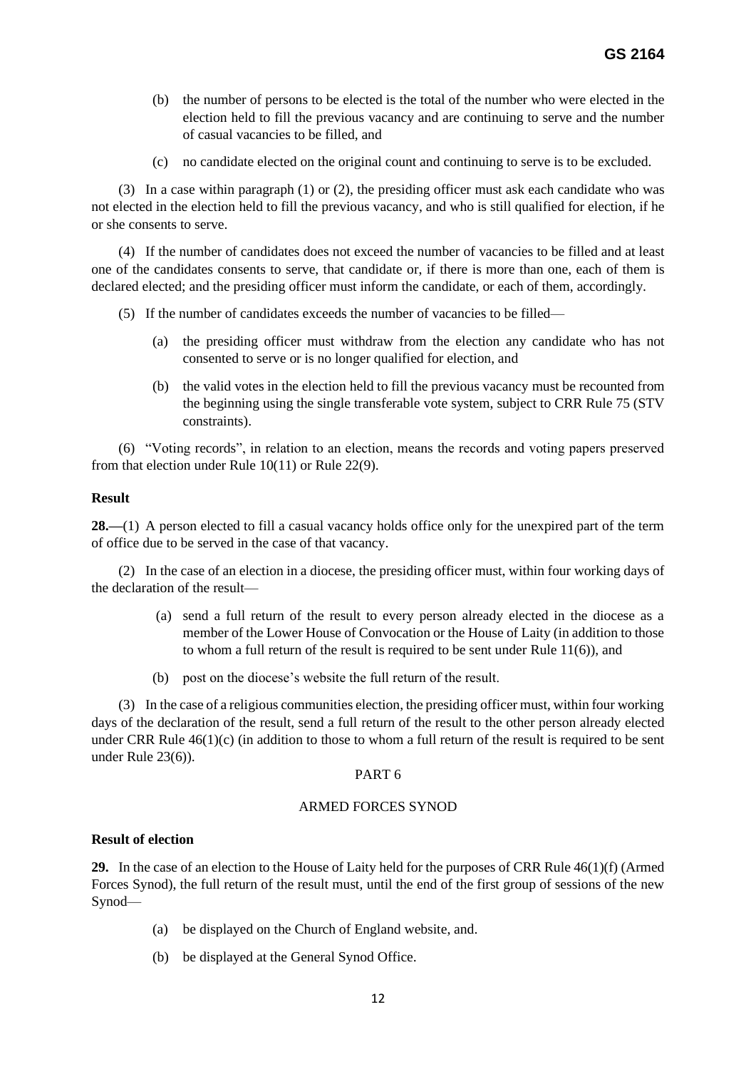(b) the number of persons to be elected is the total of the number who were elected in the election held to fill the previous vacancy and are continuing to serve and the number of casual vacancies to be filled, and

(c) no candidate elected on the original count and continuing to serve is to be excluded.

(3) In a case within paragraph (1) or (2), the presiding officer must ask each candidate who was not elected in the election held to fill the previous vacancy, and who is still qualified for election, if he or she consents to serve.

(4) If the number of candidates does not exceed the number of vacancies to be filled and at least one of the candidates consents to serve, that candidate or, if there is more than one, each of them is declared elected; and the presiding officer must inform the candidate, or each of them, accordingly.

(5) If the number of candidates exceeds the number of vacancies to be filled—

(a) the presiding officer must withdraw from the election any candidate who has not consented to serve or is no longer qualified for election, and

(b) the valid votes in the election held to fill the previous vacancy must be recounted from the beginning using the single transferable vote system, subject to CRR Rule 75 (STV constraints).

(6) "Voting records", in relation to an election, means the records and voting papers preserved from that election under Rule 10(11) or Rule 22(9).

**Result**

**28.—**(1) A person elected to fill a casual vacancy holds office only for the unexpired part of the term of office due to be served in the case of that vacancy.

(2) In the case of an election in a diocese, the presiding officer must, within four working days of the declaration of the result—

(a) send a full return of the result to every person already elected in the diocese as a member of the Lower House of Convocation or the House of Laity (in addition to those to whom a full return of the result is required to be sent under Rule 11(6)), and

(b) post on the diocese's website the full return of the result.

(3) In the case of a religious communities election, the presiding officer must, within four working days of the declaration of the result, send a full return of the result to the other person already elected under CRR Rule 46(1)(c) (in addition to those to whom a full return of the result is required to be sent under Rule 23(6)).

PART 6

ARMED FORCES SYNOD

**Result of election**

**29.** In the case of an election to the House of Laity held for the purposes of CRR Rule 46(1)(f) (Armed Forces Synod), the full return of the result must, until the end of the first group of sessions of the new Synod—

(a) be displayed on the Church of England website, and.

(b) be displayed at the General Synod Office.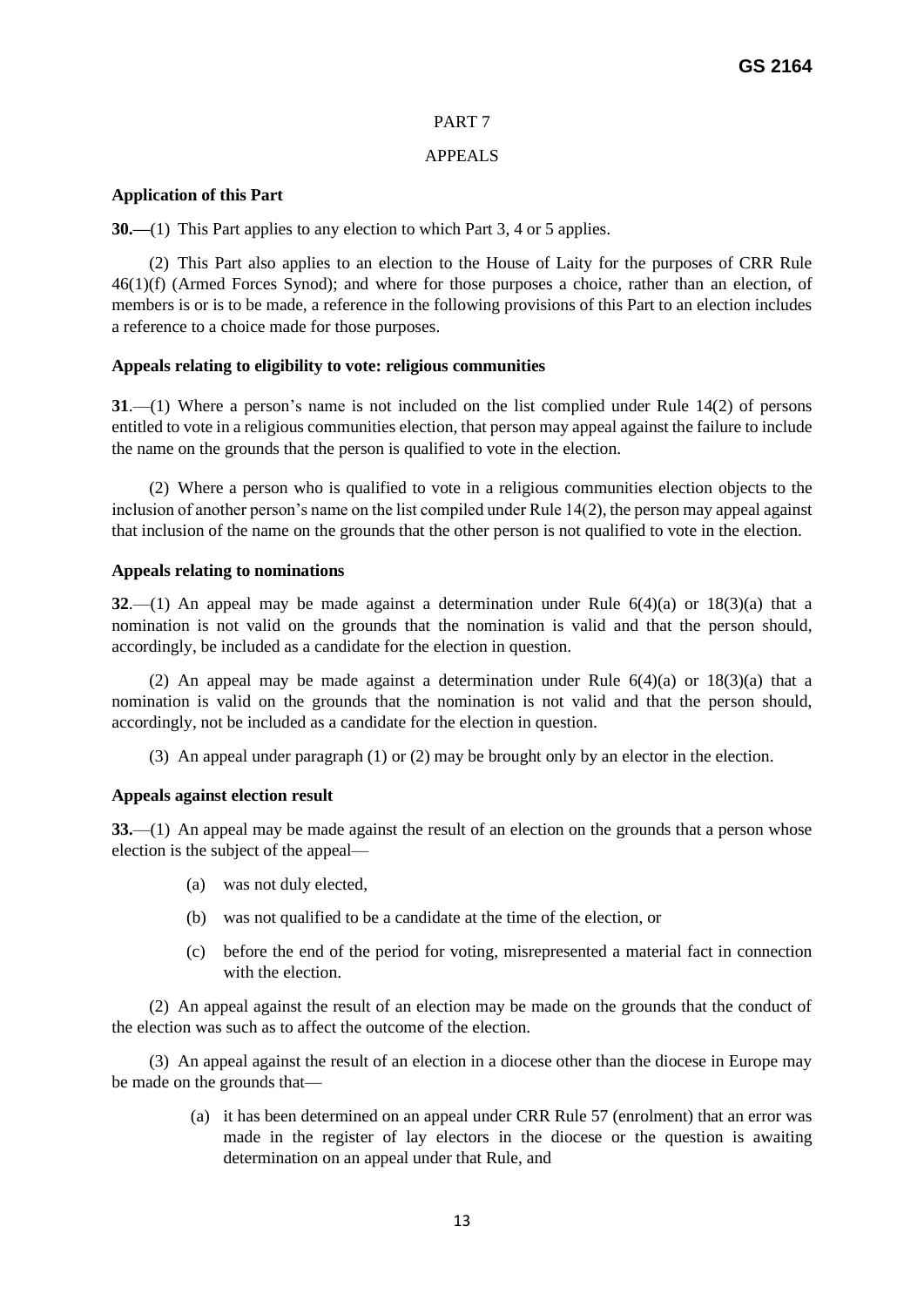PART 7

APPEALS

**Application of this Part**

**30.—**(1) This Part applies to any election to which Part 3, 4 or 5 applies.

(2) This Part also applies to an election to the House of Laity for the purposes of CRR Rule 46(1)(f) (Armed Forces Synod); and where for those purposes a choice, rather than an election, of members is or is to be made, a reference in the following provisions of this Part to an election includes a reference to a choice made for those purposes.

**Appeals relating to eligibility to vote: religious communities**

**31**.—(1) Where a person's name is not included on the list complied under Rule 14(2) of persons entitled to vote in a religious communities election, that person may appeal against the failure to include the name on the grounds that the person is qualified to vote in the election.

(2) Where a person who is qualified to vote in a religious communities election objects to the inclusion of another person's name on the list compiled under Rule 14(2), the person may appeal against that inclusion of the name on the grounds that the other person is not qualified to vote in the election.

**Appeals relating to nominations**

**32**.—(1) An appeal may be made against a determination under Rule 6(4)(a) or 18(3)(a) that a nomination is not valid on the grounds that the nomination is valid and that the person should, accordingly, be included as a candidate for the election in question.

(2) An appeal may be made against a determination under Rule 6(4)(a) or 18(3)(a) that a nomination is valid on the grounds that the nomination is not valid and that the person should, accordingly, not be included as a candidate for the election in question.

(3) An appeal under paragraph (1) or (2) may be brought only by an elector in the election.

**Appeals against election result**

**33.**—(1) An appeal may be made against the result of an election on the grounds that a person whose election is the subject of the appeal—

- (a) was not duly elected,
- (b) was not qualified to be a candidate at the time of the election, or
- (c) before the end of the period for voting, misrepresented a material fact in connection with the election.

(2) An appeal against the result of an election may be made on the grounds that the conduct of the election was such as to affect the outcome of the election.

(3) An appeal against the result of an election in a diocese other than the diocese in Europe may be made on the grounds that—

- (a) it has been determined on an appeal under CRR Rule 57 (enrolment) that an error was made in the register of lay electors in the diocese or the question is awaiting determination on an appeal under that Rule, and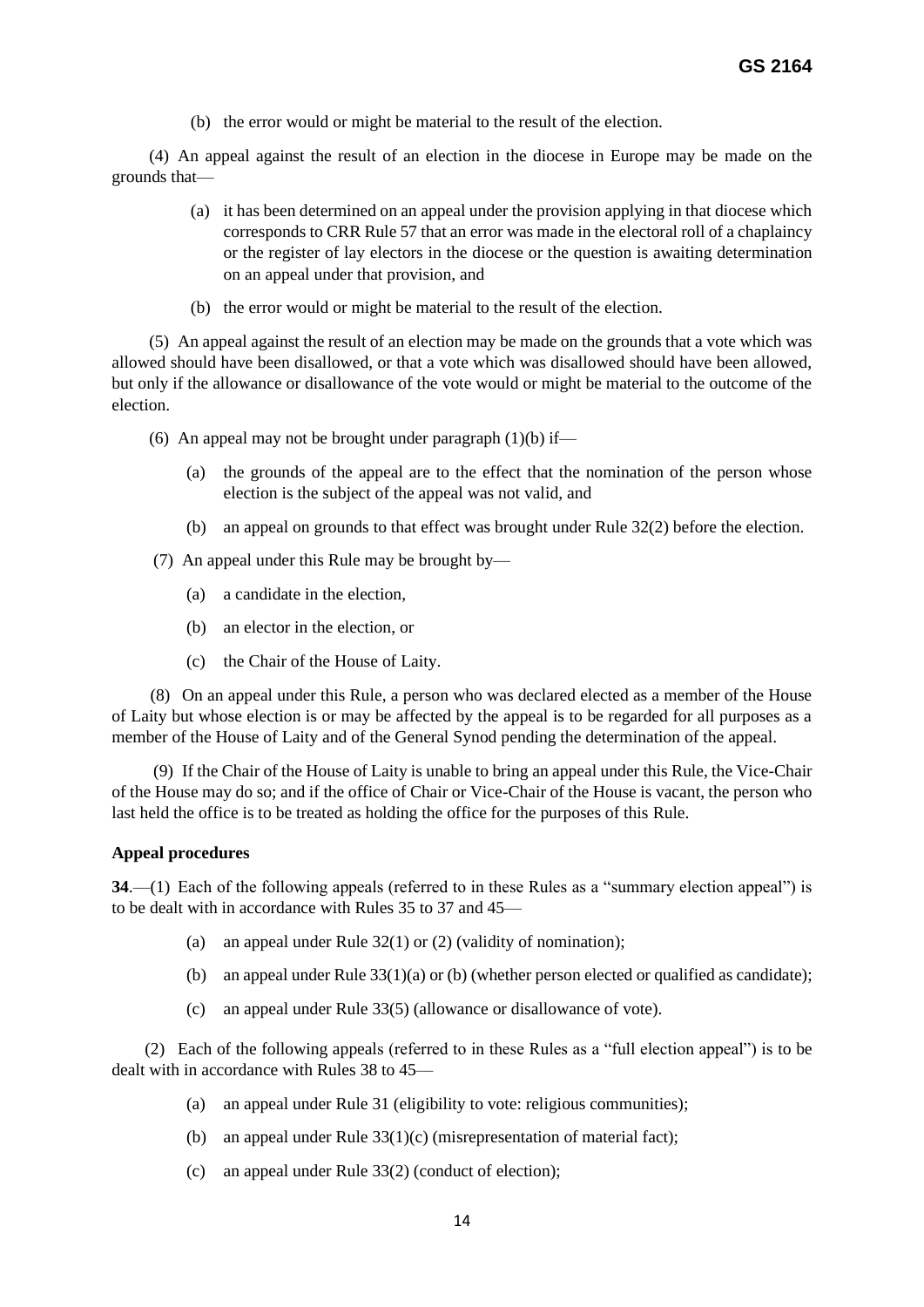(b) the error would or might be material to the result of the election.

(4) An appeal against the result of an election in the diocese in Europe may be made on the grounds that—

(a) it has been determined on an appeal under the provision applying in that diocese which corresponds to CRR Rule 57 that an error was made in the electoral roll of a chaplaincy or the register of lay electors in the diocese or the question is awaiting determination on an appeal under that provision, and

(b) the error would or might be material to the result of the election.

(5) An appeal against the result of an election may be made on the grounds that a vote which was allowed should have been disallowed, or that a vote which was disallowed should have been allowed, but only if the allowance or disallowance of the vote would or might be material to the outcome of the election.

(6) An appeal may not be brought under paragraph (1)(b) if—

(a) the grounds of the appeal are to the effect that the nomination of the person whose election is the subject of the appeal was not valid, and

(b) an appeal on grounds to that effect was brought under Rule 32(2) before the election.

(7) An appeal under this Rule may be brought by—

(a) a candidate in the election,

(b) an elector in the election, or

(c) the Chair of the House of Laity.

(8) On an appeal under this Rule, a person who was declared elected as a member of the House of Laity but whose election is or may be affected by the appeal is to be regarded for all purposes as a member of the House of Laity and of the General Synod pending the determination of the appeal.

(9) If the Chair of the House of Laity is unable to bring an appeal under this Rule, the Vice-Chair of the House may do so; and if the office of Chair or Vice-Chair of the House is vacant, the person who last held the office is to be treated as holding the office for the purposes of this Rule.

**Appeal procedures**

**34**.—(1) Each of the following appeals (referred to in these Rules as a "summary election appeal") is to be dealt with in accordance with Rules 35 to 37 and 45—

(a) an appeal under Rule 32(1) or (2) (validity of nomination);

(b) an appeal under Rule 33(1)(a) or (b) (whether person elected or qualified as candidate);

(c) an appeal under Rule 33(5) (allowance or disallowance of vote).

(2) Each of the following appeals (referred to in these Rules as a "full election appeal") is to be dealt with in accordance with Rules 38 to 45—

(a) an appeal under Rule 31 (eligibility to vote: religious communities);

(b) an appeal under Rule 33(1)(c) (misrepresentation of material fact);

(c) an appeal under Rule 33(2) (conduct of election);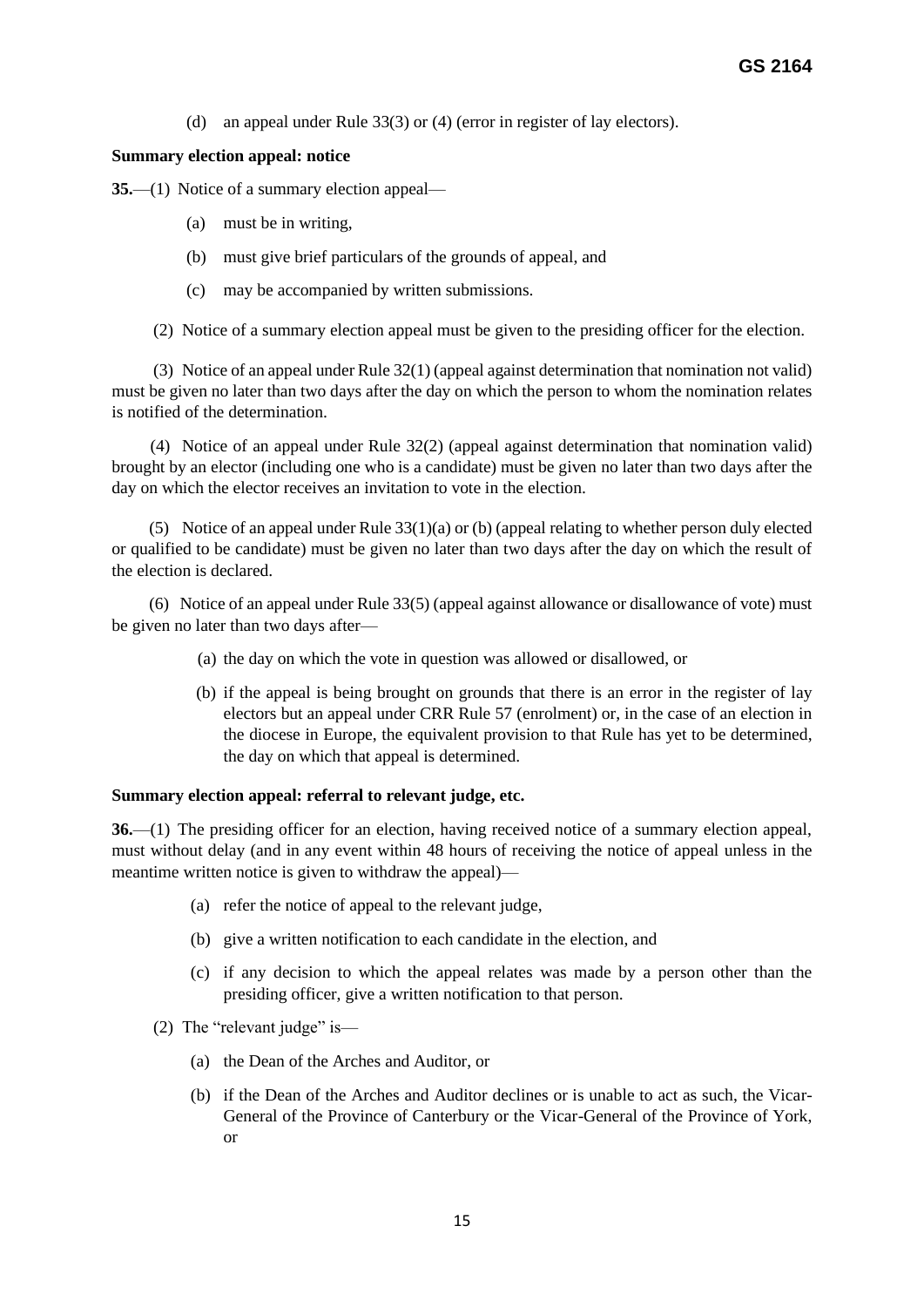(d) an appeal under Rule 33(3) or (4) (error in register of lay electors).

**Summary election appeal: notice**

**35.**—(1) Notice of a summary election appeal—

(a) must be in writing,

(b) must give brief particulars of the grounds of appeal, and

(c) may be accompanied by written submissions.

(2) Notice of a summary election appeal must be given to the presiding officer for the election.

(3) Notice of an appeal under Rule 32(1) (appeal against determination that nomination not valid) must be given no later than two days after the day on which the person to whom the nomination relates is notified of the determination.

(4) Notice of an appeal under Rule 32(2) (appeal against determination that nomination valid) brought by an elector (including one who is a candidate) must be given no later than two days after the day on which the elector receives an invitation to vote in the election.

(5) Notice of an appeal under Rule 33(1)(a) or (b) (appeal relating to whether person duly elected or qualified to be candidate) must be given no later than two days after the day on which the result of the election is declared.

(6) Notice of an appeal under Rule 33(5) (appeal against allowance or disallowance of vote) must be given no later than two days after—

(a) the day on which the vote in question was allowed or disallowed, or

(b) if the appeal is being brought on grounds that there is an error in the register of lay electors but an appeal under CRR Rule 57 (enrolment) or, in the case of an election in the diocese in Europe, the equivalent provision to that Rule has yet to be determined, the day on which that appeal is determined.

**Summary election appeal: referral to relevant judge, etc.**

**36.**—(1) The presiding officer for an election, having received notice of a summary election appeal, must without delay (and in any event within 48 hours of receiving the notice of appeal unless in the meantime written notice is given to withdraw the appeal)—

(a) refer the notice of appeal to the relevant judge,

(b) give a written notification to each candidate in the election, and

(c) if any decision to which the appeal relates was made by a person other than the presiding officer, give a written notification to that person.

(2) The "relevant judge" is—

(a) the Dean of the Arches and Auditor, or

(b) if the Dean of the Arches and Auditor declines or is unable to act as such, the Vicar-General of the Province of Canterbury or the Vicar-General of the Province of York, or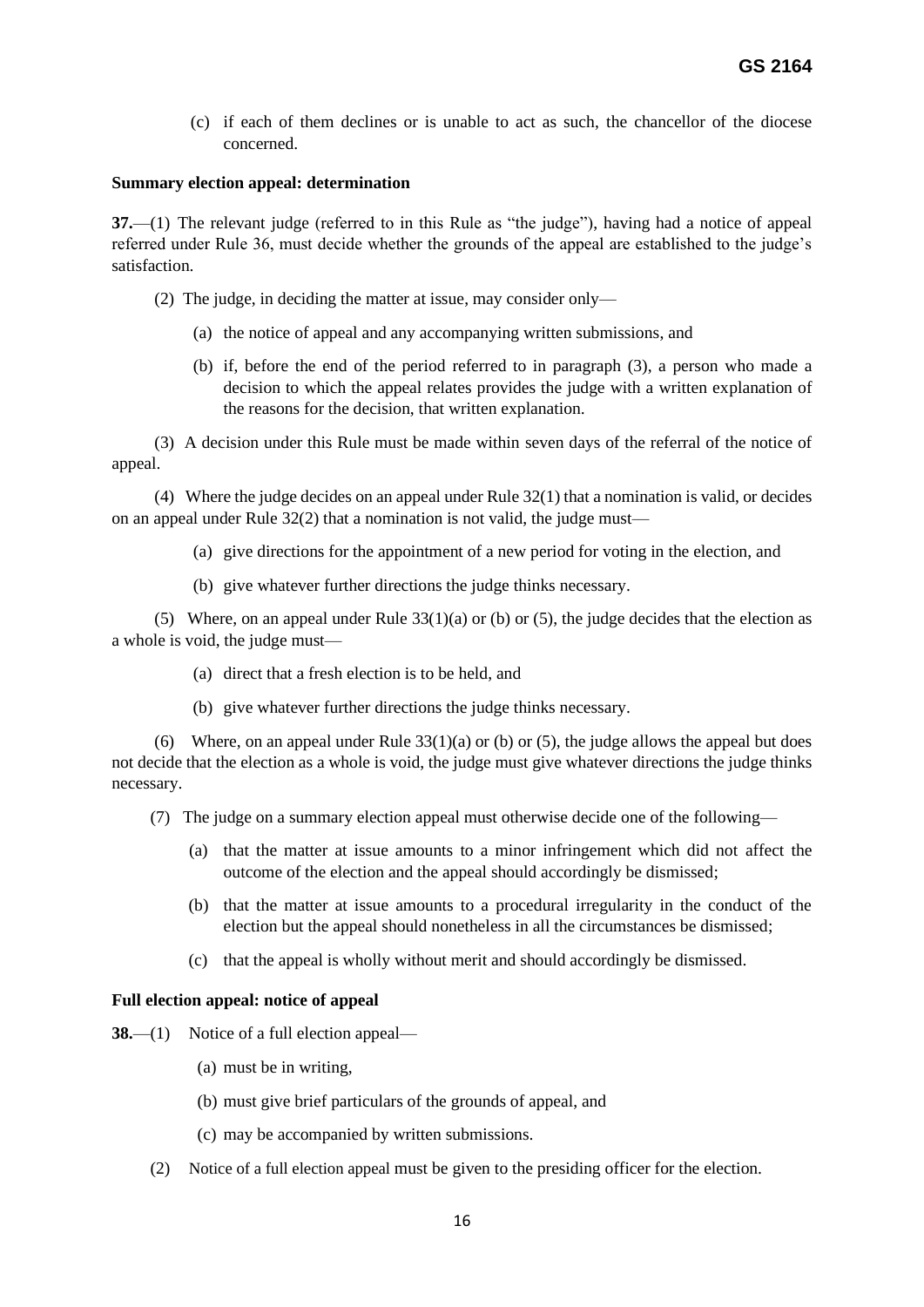(c) if each of them declines or is unable to act as such, the chancellor of the diocese concerned.

**Summary election appeal: determination**

**37.**—(1) The relevant judge (referred to in this Rule as "the judge"), having had a notice of appeal referred under Rule 36, must decide whether the grounds of the appeal are established to the judge's satisfaction.

(2) The judge, in deciding the matter at issue, may consider only—

(a) the notice of appeal and any accompanying written submissions, and

(b) if, before the end of the period referred to in paragraph (3), a person who made a decision to which the appeal relates provides the judge with a written explanation of the reasons for the decision, that written explanation.

(3) A decision under this Rule must be made within seven days of the referral of the notice of appeal.

(4) Where the judge decides on an appeal under Rule 32(1) that a nomination is valid, or decides on an appeal under Rule 32(2) that a nomination is not valid, the judge must—

(a) give directions for the appointment of a new period for voting in the election, and

(b) give whatever further directions the judge thinks necessary.

(5) Where, on an appeal under Rule 33(1)(a) or (b) or (5), the judge decides that the election as a whole is void, the judge must—

(a) direct that a fresh election is to be held, and

(b) give whatever further directions the judge thinks necessary.

(6) Where, on an appeal under Rule 33(1)(a) or (b) or (5), the judge allows the appeal but does not decide that the election as a whole is void, the judge must give whatever directions the judge thinks necessary.

(7) The judge on a summary election appeal must otherwise decide one of the following—

(a) that the matter at issue amounts to a minor infringement which did not affect the outcome of the election and the appeal should accordingly be dismissed;

(b) that the matter at issue amounts to a procedural irregularity in the conduct of the election but the appeal should nonetheless in all the circumstances be dismissed;

(c) that the appeal is wholly without merit and should accordingly be dismissed.

**Full election appeal: notice of appeal**

**38.**—(1) Notice of a full election appeal—

(a) must be in writing,

(b) must give brief particulars of the grounds of appeal, and

(c) may be accompanied by written submissions.

(2) Notice of a full election appeal must be given to the presiding officer for the election.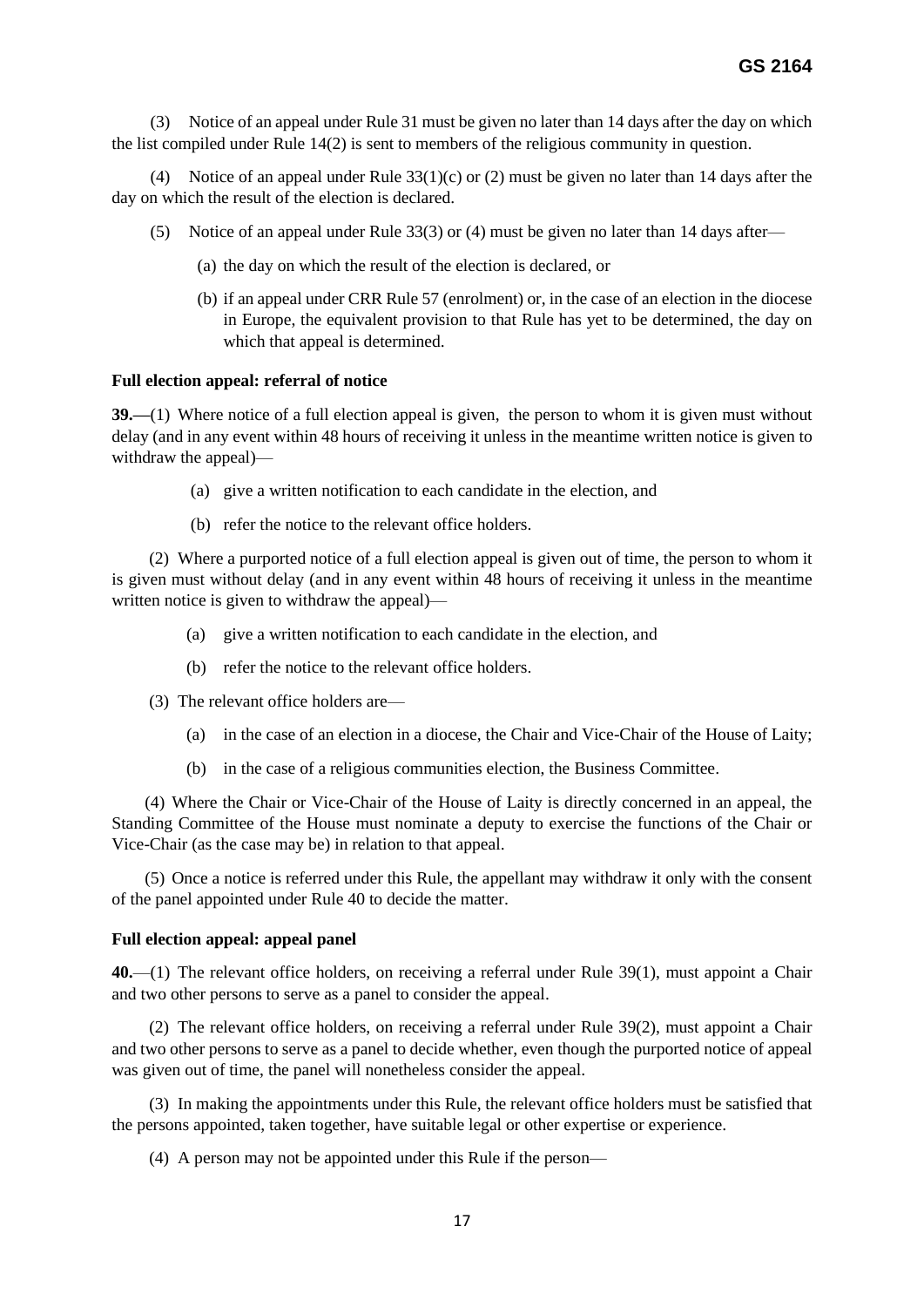(3) Notice of an appeal under Rule 31 must be given no later than 14 days after the day on which the list compiled under Rule 14(2) is sent to members of the religious community in question.

(4) Notice of an appeal under Rule 33(1)(c) or (2) must be given no later than 14 days after the day on which the result of the election is declared.

(5) Notice of an appeal under Rule 33(3) or (4) must be given no later than 14 days after—

(a) the day on which the result of the election is declared, or

(b) if an appeal under CRR Rule 57 (enrolment) or, in the case of an election in the diocese in Europe, the equivalent provision to that Rule has yet to be determined, the day on which that appeal is determined.

**Full election appeal: referral of notice**

**39.—**(1) Where notice of a full election appeal is given, the person to whom it is given must without delay (and in any event within 48 hours of receiving it unless in the meantime written notice is given to withdraw the appeal)—

(a) give a written notification to each candidate in the election, and

(b) refer the notice to the relevant office holders.

(2) Where a purported notice of a full election appeal is given out of time, the person to whom it is given must without delay (and in any event within 48 hours of receiving it unless in the meantime written notice is given to withdraw the appeal)—

(a) give a written notification to each candidate in the election, and

(b) refer the notice to the relevant office holders.

(3) The relevant office holders are—

(a) in the case of an election in a diocese, the Chair and Vice-Chair of the House of Laity;

(b) in the case of a religious communities election, the Business Committee.

(4) Where the Chair or Vice-Chair of the House of Laity is directly concerned in an appeal, the Standing Committee of the House must nominate a deputy to exercise the functions of the Chair or Vice-Chair (as the case may be) in relation to that appeal.

(5) Once a notice is referred under this Rule, the appellant may withdraw it only with the consent of the panel appointed under Rule 40 to decide the matter.

**Full election appeal: appeal panel**

**40.**—(1) The relevant office holders, on receiving a referral under Rule 39(1), must appoint a Chair and two other persons to serve as a panel to consider the appeal.

(2) The relevant office holders, on receiving a referral under Rule 39(2), must appoint a Chair and two other persons to serve as a panel to decide whether, even though the purported notice of appeal was given out of time, the panel will nonetheless consider the appeal.

(3) In making the appointments under this Rule, the relevant office holders must be satisfied that the persons appointed, taken together, have suitable legal or other expertise or experience.

(4) A person may not be appointed under this Rule if the person—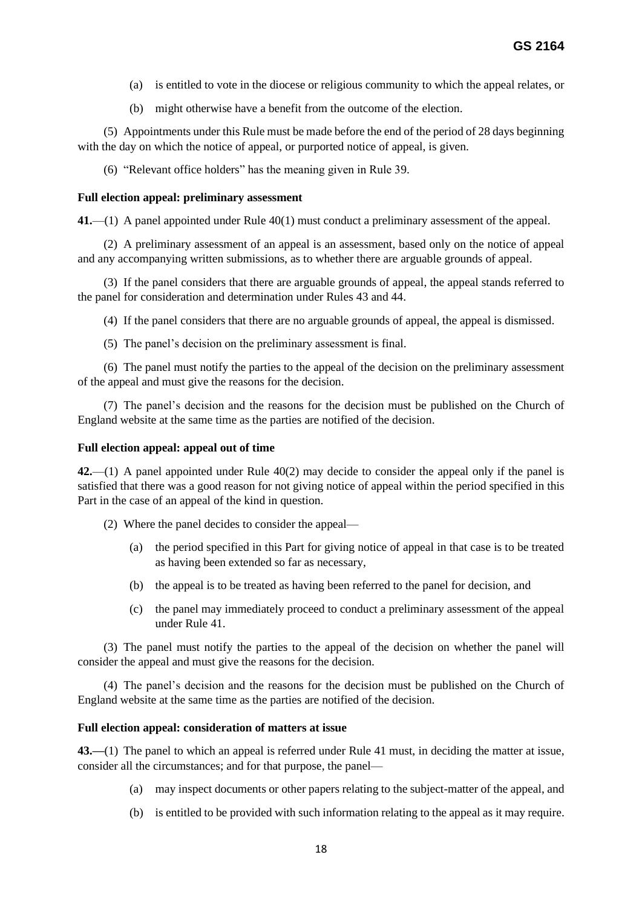(a) is entitled to vote in the diocese or religious community to which the appeal relates, or

(b) might otherwise have a benefit from the outcome of the election.

(5) Appointments under this Rule must be made before the end of the period of 28 days beginning with the day on which the notice of appeal, or purported notice of appeal, is given.

(6) "Relevant office holders" has the meaning given in Rule 39.

**Full election appeal: preliminary assessment**

**41.**—(1) A panel appointed under Rule 40(1) must conduct a preliminary assessment of the appeal.

(2) A preliminary assessment of an appeal is an assessment, based only on the notice of appeal and any accompanying written submissions, as to whether there are arguable grounds of appeal.

(3) If the panel considers that there are arguable grounds of appeal, the appeal stands referred to the panel for consideration and determination under Rules 43 and 44.

(4) If the panel considers that there are no arguable grounds of appeal, the appeal is dismissed.

(5) The panel's decision on the preliminary assessment is final.

(6) The panel must notify the parties to the appeal of the decision on the preliminary assessment of the appeal and must give the reasons for the decision.

(7) The panel's decision and the reasons for the decision must be published on the Church of England website at the same time as the parties are notified of the decision.

**Full election appeal: appeal out of time**

**42.**—(1) A panel appointed under Rule 40(2) may decide to consider the appeal only if the panel is satisfied that there was a good reason for not giving notice of appeal within the period specified in this Part in the case of an appeal of the kind in question.

(2) Where the panel decides to consider the appeal—

(a) the period specified in this Part for giving notice of appeal in that case is to be treated as having been extended so far as necessary,

(b) the appeal is to be treated as having been referred to the panel for decision, and

(c) the panel may immediately proceed to conduct a preliminary assessment of the appeal under Rule 41.

(3) The panel must notify the parties to the appeal of the decision on whether the panel will consider the appeal and must give the reasons for the decision.

(4) The panel's decision and the reasons for the decision must be published on the Church of England website at the same time as the parties are notified of the decision.

**Full election appeal: consideration of matters at issue**

**43.—**(1) The panel to which an appeal is referred under Rule 41 must, in deciding the matter at issue, consider all the circumstances; and for that purpose, the panel—

(a) may inspect documents or other papers relating to the subject-matter of the appeal, and

(b) is entitled to be provided with such information relating to the appeal as it may require.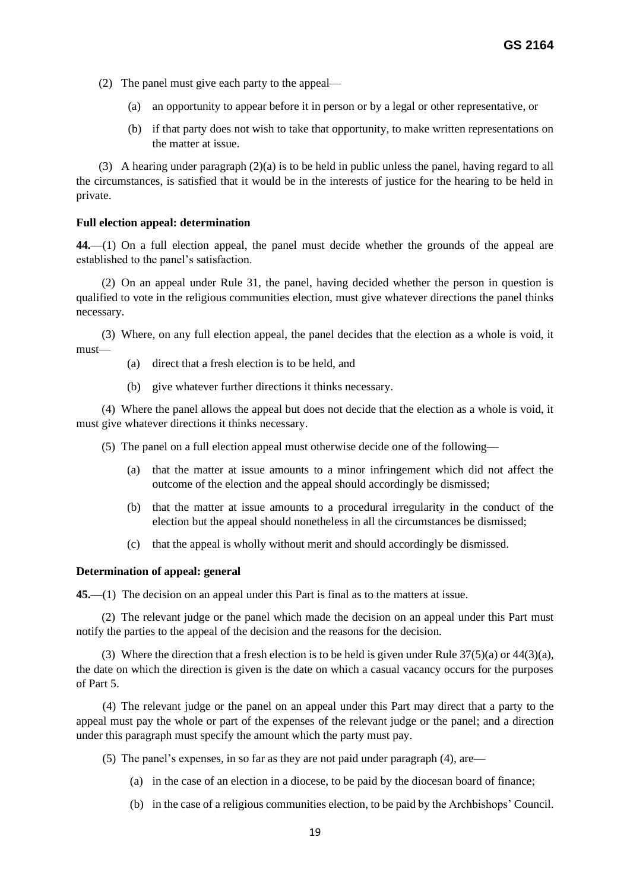(2) The panel must give each party to the appeal—

(a) an opportunity to appear before it in person or by a legal or other representative, or

(b) if that party does not wish to take that opportunity, to make written representations on the matter at issue.

(3) A hearing under paragraph (2)(a) is to be held in public unless the panel, having regard to all the circumstances, is satisfied that it would be in the interests of justice for the hearing to be held in private.

**Full election appeal: determination**

**44.**—(1) On a full election appeal, the panel must decide whether the grounds of the appeal are established to the panel's satisfaction.

(2) On an appeal under Rule 31, the panel, having decided whether the person in question is qualified to vote in the religious communities election, must give whatever directions the panel thinks necessary.

(3) Where, on any full election appeal, the panel decides that the election as a whole is void, it must—

(a) direct that a fresh election is to be held, and

(b) give whatever further directions it thinks necessary.

(4) Where the panel allows the appeal but does not decide that the election as a whole is void, it must give whatever directions it thinks necessary.

(5) The panel on a full election appeal must otherwise decide one of the following—

(a) that the matter at issue amounts to a minor infringement which did not affect the outcome of the election and the appeal should accordingly be dismissed;

(b) that the matter at issue amounts to a procedural irregularity in the conduct of the election but the appeal should nonetheless in all the circumstances be dismissed;

(c) that the appeal is wholly without merit and should accordingly be dismissed.

**Determination of appeal: general**

**45.**—(1) The decision on an appeal under this Part is final as to the matters at issue.

(2) The relevant judge or the panel which made the decision on an appeal under this Part must notify the parties to the appeal of the decision and the reasons for the decision.

(3) Where the direction that a fresh election is to be held is given under Rule 37(5)(a) or 44(3)(a), the date on which the direction is given is the date on which a casual vacancy occurs for the purposes of Part 5.

(4) The relevant judge or the panel on an appeal under this Part may direct that a party to the appeal must pay the whole or part of the expenses of the relevant judge or the panel; and a direction under this paragraph must specify the amount which the party must pay.

(5) The panel's expenses, in so far as they are not paid under paragraph (4), are—

(a) in the case of an election in a diocese, to be paid by the diocesan board of finance;

(b) in the case of a religious communities election, to be paid by the Archbishops' Council.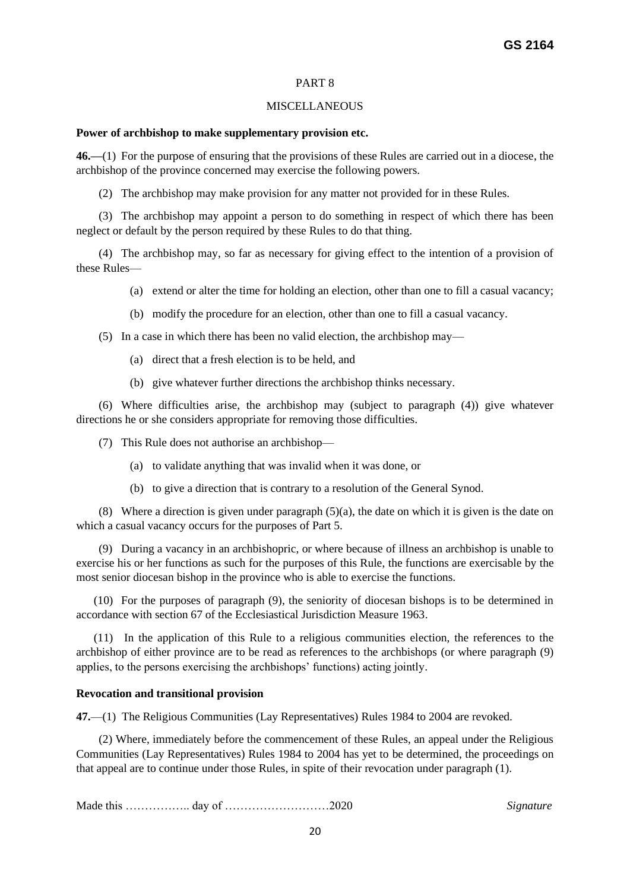PART 8

MISCELLANEOUS

**Power of archbishop to make supplementary provision etc.**

**46.—**(1) For the purpose of ensuring that the provisions of these Rules are carried out in a diocese, the archbishop of the province concerned may exercise the following powers.

(2) The archbishop may make provision for any matter not provided for in these Rules.

(3) The archbishop may appoint a person to do something in respect of which there has been neglect or default by the person required by these Rules to do that thing.

(4) The archbishop may, so far as necessary for giving effect to the intention of a provision of these Rules—

(a) extend or alter the time for holding an election, other than one to fill a casual vacancy;

(b) modify the procedure for an election, other than one to fill a casual vacancy.

(5) In a case in which there has been no valid election, the archbishop may—

(a) direct that a fresh election is to be held, and

(b) give whatever further directions the archbishop thinks necessary.

(6) Where difficulties arise, the archbishop may (subject to paragraph (4)) give whatever directions he or she considers appropriate for removing those difficulties.

(7) This Rule does not authorise an archbishop—

(a) to validate anything that was invalid when it was done, or

(b) to give a direction that is contrary to a resolution of the General Synod.

(8) Where a direction is given under paragraph (5)(a), the date on which it is given is the date on which a casual vacancy occurs for the purposes of Part 5.

(9) During a vacancy in an archbishopric, or where because of illness an archbishop is unable to exercise his or her functions as such for the purposes of this Rule, the functions are exercisable by the most senior diocesan bishop in the province who is able to exercise the functions.

(10) For the purposes of paragraph (9), the seniority of diocesan bishops is to be determined in accordance with section 67 of the Ecclesiastical Jurisdiction Measure 1963.

(11) In the application of this Rule to a religious communities election, the references to the archbishop of either province are to be read as references to the archbishops (or where paragraph (9) applies, to the persons exercising the archbishops' functions) acting jointly.

**Revocation and transitional provision**

**47.**—(1) The Religious Communities (Lay Representatives) Rules 1984 to 2004 are revoked.

(2) Where, immediately before the commencement of these Rules, an appeal under the Religious Communities (Lay Representatives) Rules 1984 to 2004 has yet to be determined, the proceedings on that appeal are to continue under those Rules, in spite of their revocation under paragraph (1).

Made this …………….. day of ………………………2020 *Signature*